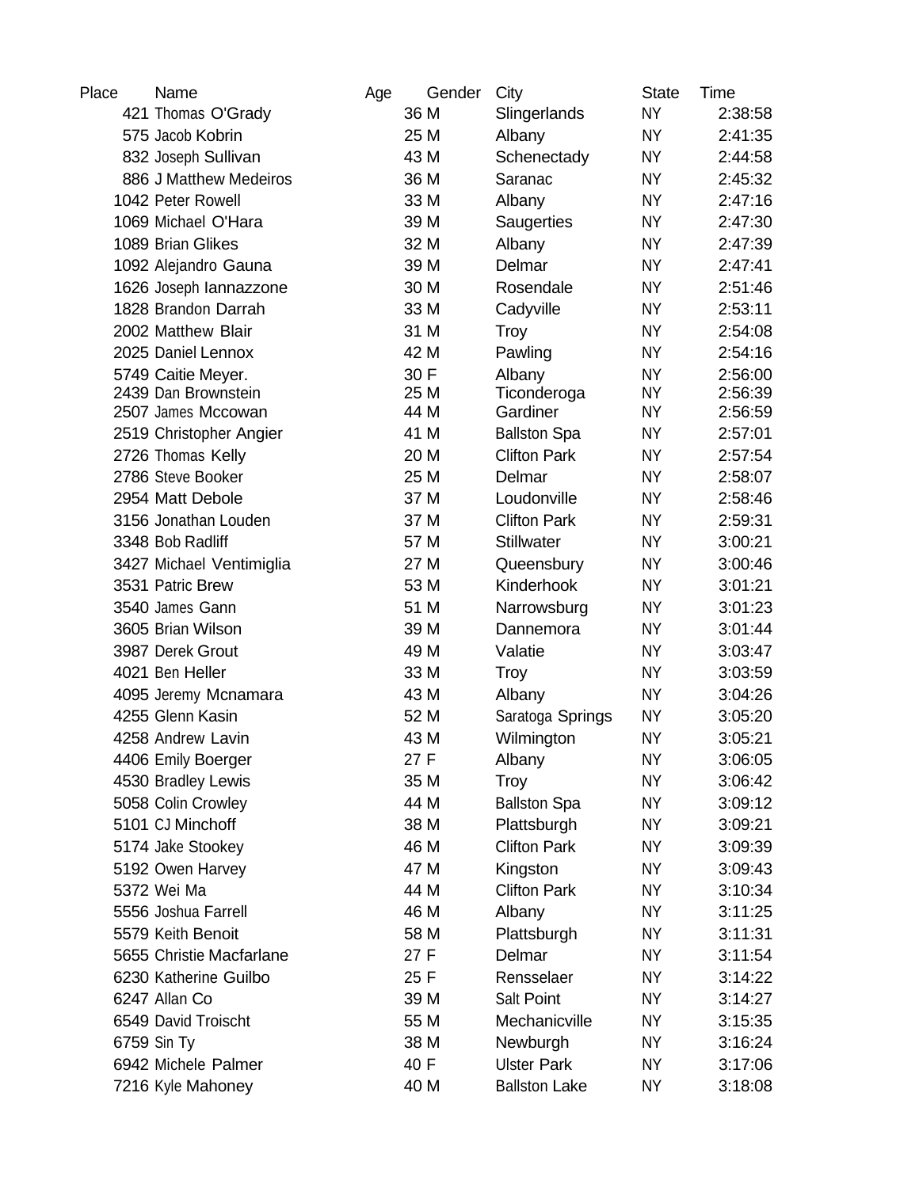| Place | Name | Age | Gender | City | State | Time |
|---|---|---|---|---|---|---|
| 421 | Thomas O'Grady | 36 | M | Slingerlands | NY | 2:38:58 |
| 575 | Jacob Kobrin | 25 | M | Albany | NY | 2:41:35 |
| 832 | Joseph Sullivan | 43 | M | Schenectady | NY | 2:44:58 |
| 886 | J Matthew Medeiros | 36 | M | Saranac | NY | 2:45:32 |
| 1042 | Peter Rowell | 33 | M | Albany | NY | 2:47:16 |
| 1069 | Michael O'Hara | 39 | M | Saugerties | NY | 2:47:30 |
| 1089 | Brian Glikes | 32 | M | Albany | NY | 2:47:39 |
| 1092 | Alejandro Gauna | 39 | M | Delmar | NY | 2:47:41 |
| 1626 | Joseph Iannazzone | 30 | M | Rosendale | NY | 2:51:46 |
| 1828 | Brandon Darrah | 33 | M | Cadyville | NY | 2:53:11 |
| 2002 | Matthew Blair | 31 | M | Troy | NY | 2:54:08 |
| 2025 | Daniel Lennox | 42 | M | Pawling | NY | 2:54:16 |
| 5749 | Caitie Meyer. | 30 | F | Albany | NY | 2:56:00 |
| 2439 | Dan Brownstein | 25 | M | Ticonderoga | NY | 2:56:39 |
| 2507 | James Mccowan | 44 | M | Gardiner | NY | 2:56:59 |
| 2519 | Christopher Angier | 41 | M | Ballston Spa | NY | 2:57:01 |
| 2726 | Thomas Kelly | 20 | M | Clifton Park | NY | 2:57:54 |
| 2786 | Steve Booker | 25 | M | Delmar | NY | 2:58:07 |
| 2954 | Matt Debole | 37 | M | Loudonville | NY | 2:58:46 |
| 3156 | Jonathan Louden | 37 | M | Clifton Park | NY | 2:59:31 |
| 3348 | Bob Radliff | 57 | M | Stillwater | NY | 3:00:21 |
| 3427 | Michael Ventimiglia | 27 | M | Queensbury | NY | 3:00:46 |
| 3531 | Patric Brew | 53 | M | Kinderhook | NY | 3:01:21 |
| 3540 | James Gann | 51 | M | Narrowsburg | NY | 3:01:23 |
| 3605 | Brian Wilson | 39 | M | Dannemora | NY | 3:01:44 |
| 3987 | Derek Grout | 49 | M | Valatie | NY | 3:03:47 |
| 4021 | Ben Heller | 33 | M | Troy | NY | 3:03:59 |
| 4095 | Jeremy Mcnamara | 43 | M | Albany | NY | 3:04:26 |
| 4255 | Glenn Kasin | 52 | M | Saratoga Springs | NY | 3:05:20 |
| 4258 | Andrew Lavin | 43 | M | Wilmington | NY | 3:05:21 |
| 4406 | Emily Boerger | 27 | F | Albany | NY | 3:06:05 |
| 4530 | Bradley Lewis | 35 | M | Troy | NY | 3:06:42 |
| 5058 | Colin Crowley | 44 | M | Ballston Spa | NY | 3:09:12 |
| 5101 | CJ Minchoff | 38 | M | Plattsburgh | NY | 3:09:21 |
| 5174 | Jake Stookey | 46 | M | Clifton Park | NY | 3:09:39 |
| 5192 | Owen Harvey | 47 | M | Kingston | NY | 3:09:43 |
| 5372 | Wei Ma | 44 | M | Clifton Park | NY | 3:10:34 |
| 5556 | Joshua Farrell | 46 | M | Albany | NY | 3:11:25 |
| 5579 | Keith Benoit | 58 | M | Plattsburgh | NY | 3:11:31 |
| 5655 | Christie Macfarlane | 27 | F | Delmar | NY | 3:11:54 |
| 6230 | Katherine Guilbo | 25 | F | Rensselaer | NY | 3:14:22 |
| 6247 | Allan Co | 39 | M | Salt Point | NY | 3:14:27 |
| 6549 | David Troischt | 55 | M | Mechanicville | NY | 3:15:35 |
| 6759 | Sin Ty | 38 | M | Newburgh | NY | 3:16:24 |
| 6942 | Michele Palmer | 40 | F | Ulster Park | NY | 3:17:06 |
| 7216 | Kyle Mahoney | 40 | M | Ballston Lake | NY | 3:18:08 |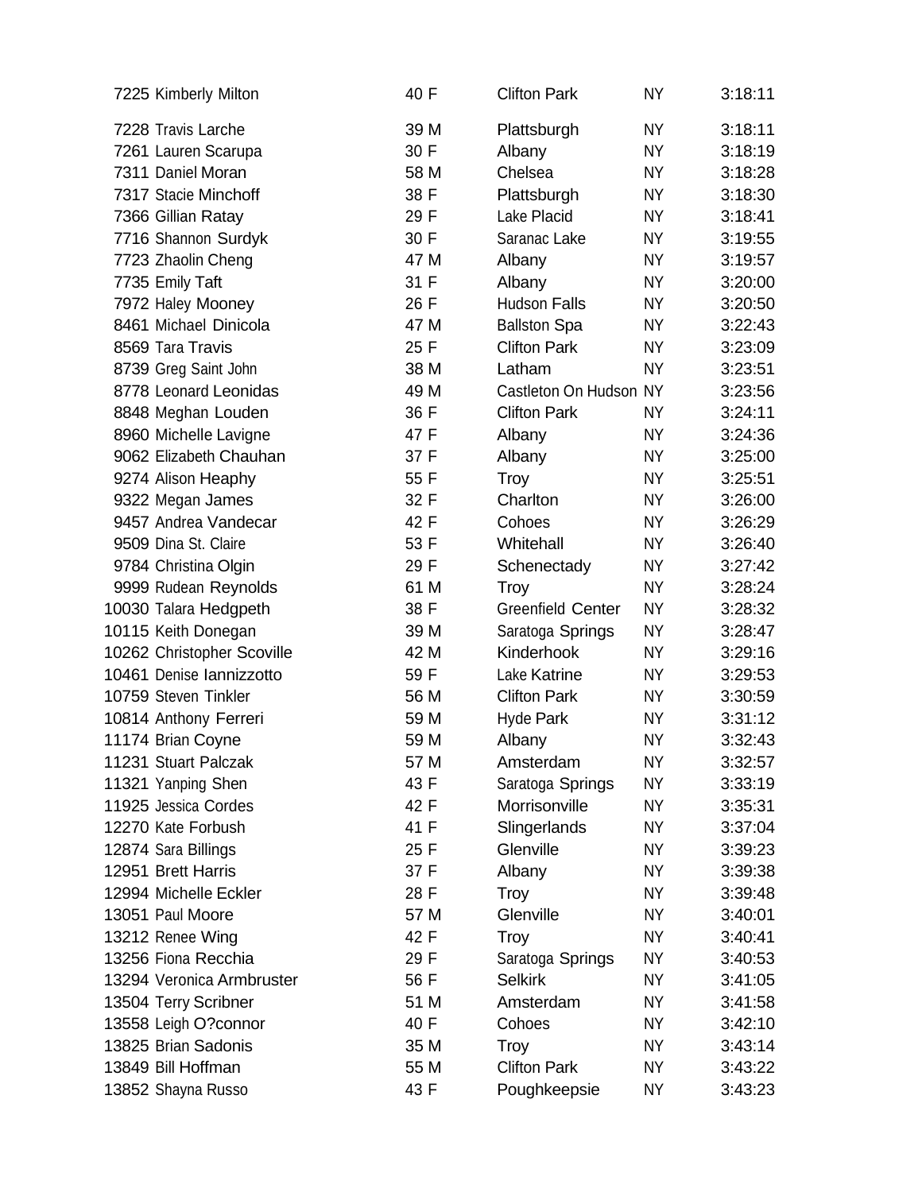| | | | | |
|---|---|---|---|---|
| 7225 Kimberly Milton | 40 F | Clifton Park | NY | 3:18:11 |
| 7228 Travis Larche | 39 M | Plattsburgh | NY | 3:18:11 |
| 7261 Lauren Scarupa | 30 F | Albany | NY | 3:18:19 |
| 7311 Daniel Moran | 58 M | Chelsea | NY | 3:18:28 |
| 7317 Stacie Minchoff | 38 F | Plattsburgh | NY | 3:18:30 |
| 7366 Gillian Ratay | 29 F | Lake Placid | NY | 3:18:41 |
| 7716 Shannon Surdyk | 30 F | Saranac Lake | NY | 3:19:55 |
| 7723 Zhaolin Cheng | 47 M | Albany | NY | 3:19:57 |
| 7735 Emily Taft | 31 F | Albany | NY | 3:20:00 |
| 7972 Haley Mooney | 26 F | Hudson Falls | NY | 3:20:50 |
| 8461 Michael Dinicola | 47 M | Ballston Spa | NY | 3:22:43 |
| 8569 Tara Travis | 25 F | Clifton Park | NY | 3:23:09 |
| 8739 Greg Saint John | 38 M | Latham | NY | 3:23:51 |
| 8778 Leonard Leonidas | 49 M | Castleton On Hudson | NY | 3:23:56 |
| 8848 Meghan Louden | 36 F | Clifton Park | NY | 3:24:11 |
| 8960 Michelle Lavigne | 47 F | Albany | NY | 3:24:36 |
| 9062 Elizabeth Chauhan | 37 F | Albany | NY | 3:25:00 |
| 9274 Alison Heaphy | 55 F | Troy | NY | 3:25:51 |
| 9322 Megan James | 32 F | Charlton | NY | 3:26:00 |
| 9457 Andrea Vandecar | 42 F | Cohoes | NY | 3:26:29 |
| 9509 Dina St. Claire | 53 F | Whitehall | NY | 3:26:40 |
| 9784 Christina Olgin | 29 F | Schenectady | NY | 3:27:42 |
| 9999 Rudean Reynolds | 61 M | Troy | NY | 3:28:24 |
| 10030 Talara Hedgpeth | 38 F | Greenfield Center | NY | 3:28:32 |
| 10115 Keith Donegan | 39 M | Saratoga Springs | NY | 3:28:47 |
| 10262 Christopher Scoville | 42 M | Kinderhook | NY | 3:29:16 |
| 10461 Denise Iannizzotto | 59 F | Lake Katrine | NY | 3:29:53 |
| 10759 Steven Tinkler | 56 M | Clifton Park | NY | 3:30:59 |
| 10814 Anthony Ferreri | 59 M | Hyde Park | NY | 3:31:12 |
| 11174 Brian Coyne | 59 M | Albany | NY | 3:32:43 |
| 11231 Stuart Palczak | 57 M | Amsterdam | NY | 3:32:57 |
| 11321 Yanping Shen | 43 F | Saratoga Springs | NY | 3:33:19 |
| 11925 Jessica Cordes | 42 F | Morrisonville | NY | 3:35:31 |
| 12270 Kate Forbush | 41 F | Slingerlands | NY | 3:37:04 |
| 12874 Sara Billings | 25 F | Glenville | NY | 3:39:23 |
| 12951 Brett Harris | 37 F | Albany | NY | 3:39:38 |
| 12994 Michelle Eckler | 28 F | Troy | NY | 3:39:48 |
| 13051 Paul Moore | 57 M | Glenville | NY | 3:40:01 |
| 13212 Renee Wing | 42 F | Troy | NY | 3:40:41 |
| 13256 Fiona Recchia | 29 F | Saratoga Springs | NY | 3:40:53 |
| 13294 Veronica Armbruster | 56 F | Selkirk | NY | 3:41:05 |
| 13504 Terry Scribner | 51 M | Amsterdam | NY | 3:41:58 |
| 13558 Leigh O?connor | 40 F | Cohoes | NY | 3:42:10 |
| 13825 Brian Sadonis | 35 M | Troy | NY | 3:43:14 |
| 13849 Bill Hoffman | 55 M | Clifton Park | NY | 3:43:22 |
| 13852 Shayna Russo | 43 F | Poughkeepsie | NY | 3:43:23 |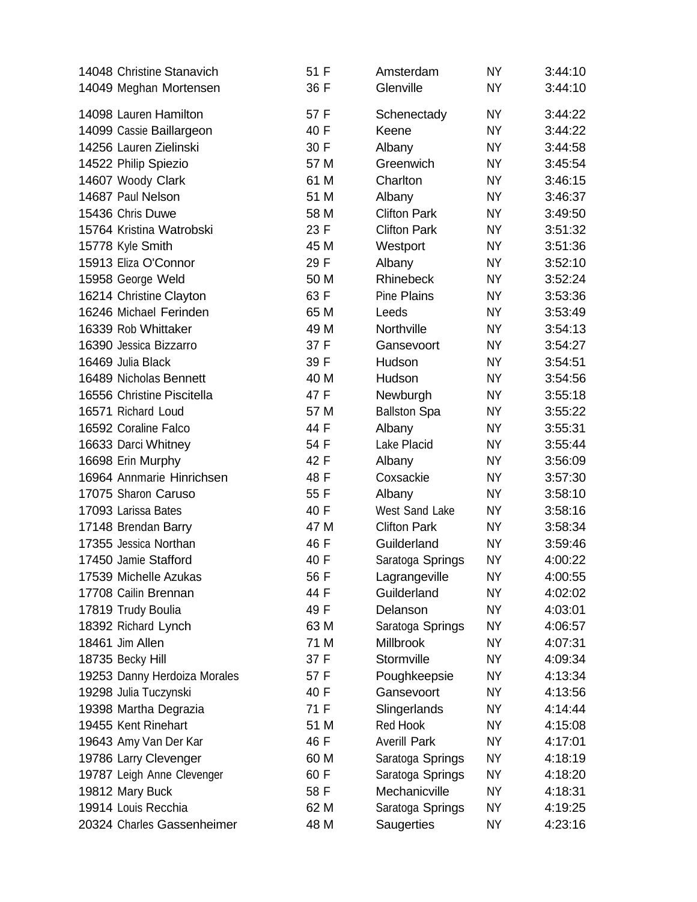| | | | | | | |
|---|---|---|---|---|---|---|
| 14048 | Christine Stanavich | 51 | F | Amsterdam | NY | 3:44:10 |
| 14049 | Meghan Mortensen | 36 | F | Glenville | NY | 3:44:10 |
| 14098 | Lauren Hamilton | 57 | F | Schenectady | NY | 3:44:22 |
| 14099 | Cassie Baillargeon | 40 | F | Keene | NY | 3:44:22 |
| 14256 | Lauren Zielinski | 30 | F | Albany | NY | 3:44:58 |
| 14522 | Philip Spiezio | 57 | M | Greenwich | NY | 3:45:54 |
| 14607 | Woody Clark | 61 | M | Charlton | NY | 3:46:15 |
| 14687 | Paul Nelson | 51 | M | Albany | NY | 3:46:37 |
| 15436 | Chris Duwe | 58 | M | Clifton Park | NY | 3:49:50 |
| 15764 | Kristina Watrobski | 23 | F | Clifton Park | NY | 3:51:32 |
| 15778 | Kyle Smith | 45 | M | Westport | NY | 3:51:36 |
| 15913 | Eliza O'Connor | 29 | F | Albany | NY | 3:52:10 |
| 15958 | George Weld | 50 | M | Rhinebeck | NY | 3:52:24 |
| 16214 | Christine Clayton | 63 | F | Pine Plains | NY | 3:53:36 |
| 16246 | Michael Ferinden | 65 | M | Leeds | NY | 3:53:49 |
| 16339 | Rob Whittaker | 49 | M | Northville | NY | 3:54:13 |
| 16390 | Jessica Bizzarro | 37 | F | Gansevoort | NY | 3:54:27 |
| 16469 | Julia Black | 39 | F | Hudson | NY | 3:54:51 |
| 16489 | Nicholas Bennett | 40 | M | Hudson | NY | 3:54:56 |
| 16556 | Christine Piscitella | 47 | F | Newburgh | NY | 3:55:18 |
| 16571 | Richard Loud | 57 | M | Ballston Spa | NY | 3:55:22 |
| 16592 | Coraline Falco | 44 | F | Albany | NY | 3:55:31 |
| 16633 | Darci Whitney | 54 | F | Lake Placid | NY | 3:55:44 |
| 16698 | Erin Murphy | 42 | F | Albany | NY | 3:56:09 |
| 16964 | Annmarie Hinrichsen | 48 | F | Coxsackie | NY | 3:57:30 |
| 17075 | Sharon Caruso | 55 | F | Albany | NY | 3:58:10 |
| 17093 | Larissa Bates | 40 | F | West Sand Lake | NY | 3:58:16 |
| 17148 | Brendan Barry | 47 | M | Clifton Park | NY | 3:58:34 |
| 17355 | Jessica Northan | 46 | F | Guilderland | NY | 3:59:46 |
| 17450 | Jamie Stafford | 40 | F | Saratoga Springs | NY | 4:00:22 |
| 17539 | Michelle Azukas | 56 | F | Lagrangeville | NY | 4:00:55 |
| 17708 | Cailin Brennan | 44 | F | Guilderland | NY | 4:02:02 |
| 17819 | Trudy Boulia | 49 | F | Delanson | NY | 4:03:01 |
| 18392 | Richard Lynch | 63 | M | Saratoga Springs | NY | 4:06:57 |
| 18461 | Jim Allen | 71 | M | Millbrook | NY | 4:07:31 |
| 18735 | Becky Hill | 37 | F | Stormville | NY | 4:09:34 |
| 19253 | Danny Herdoiza Morales | 57 | F | Poughkeepsie | NY | 4:13:34 |
| 19298 | Julia Tuczynski | 40 | F | Gansevoort | NY | 4:13:56 |
| 19398 | Martha Degrazia | 71 | F | Slingerlands | NY | 4:14:44 |
| 19455 | Kent Rinehart | 51 | M | Red Hook | NY | 4:15:08 |
| 19643 | Amy Van Der Kar | 46 | F | Averill Park | NY | 4:17:01 |
| 19786 | Larry Clevenger | 60 | M | Saratoga Springs | NY | 4:18:19 |
| 19787 | Leigh Anne Clevenger | 60 | F | Saratoga Springs | NY | 4:18:20 |
| 19812 | Mary Buck | 58 | F | Mechanicville | NY | 4:18:31 |
| 19914 | Louis Recchia | 62 | M | Saratoga Springs | NY | 4:19:25 |
| 20324 | Charles Gassenheimer | 48 | M | Saugerties | NY | 4:23:16 |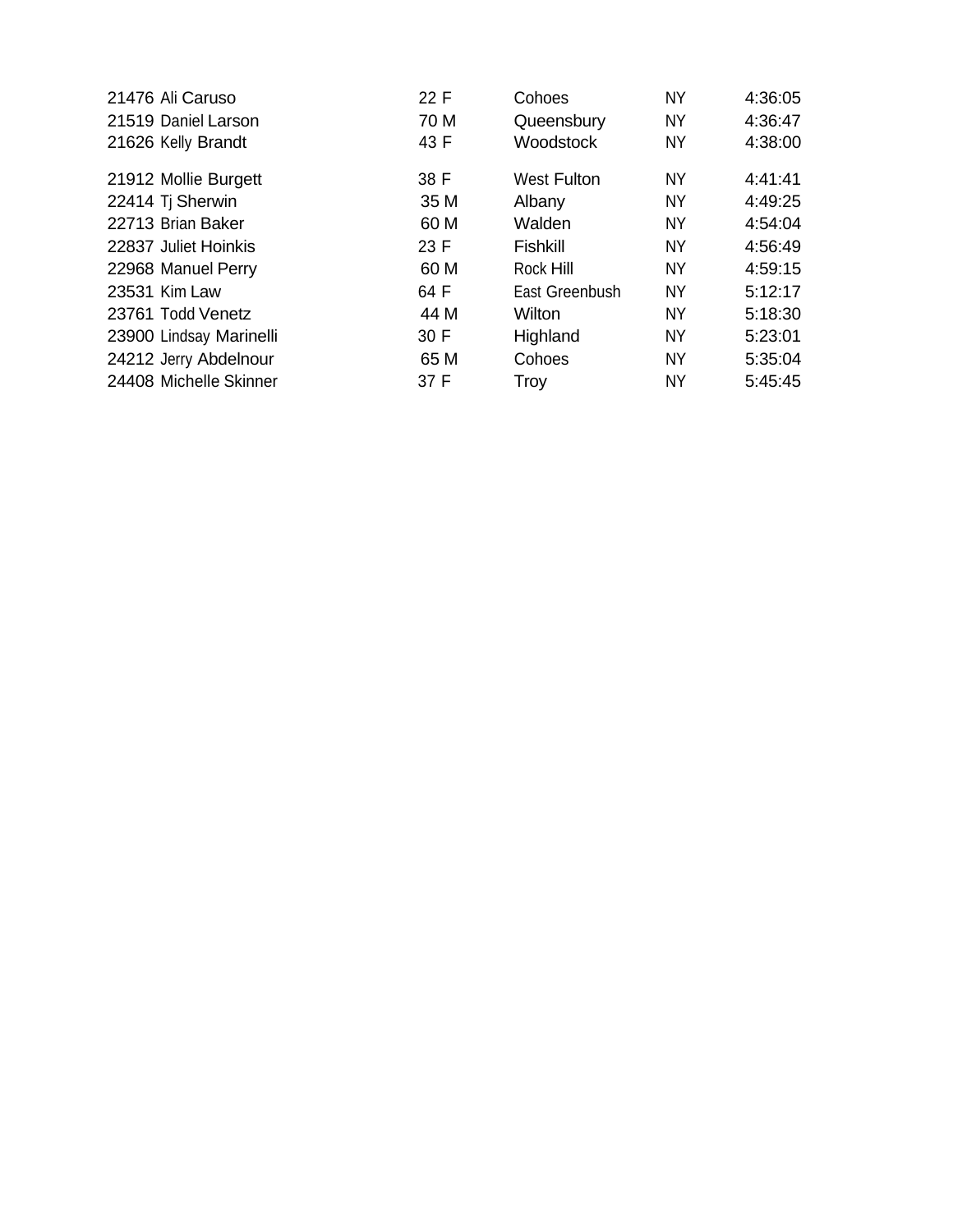| | | | | | | |
|---|---|---|---|---|---|---|
| 21476 | Ali Caruso | 22 | F | Cohoes | NY | 4:36:05 |
| 21519 | Daniel Larson | 70 | M | Queensbury | NY | 4:36:47 |
| 21626 | Kelly Brandt | 43 | F | Woodstock | NY | 4:38:00 |
| 21912 | Mollie Burgett | 38 | F | West Fulton | NY | 4:41:41 |
| 22414 | Tj Sherwin | 35 | M | Albany | NY | 4:49:25 |
| 22713 | Brian Baker | 60 | M | Walden | NY | 4:54:04 |
| 22837 | Juliet Hoinkis | 23 | F | Fishkill | NY | 4:56:49 |
| 22968 | Manuel Perry | 60 | M | Rock Hill | NY | 4:59:15 |
| 23531 | Kim Law | 64 | F | East Greenbush | NY | 5:12:17 |
| 23761 | Todd Venetz | 44 | M | Wilton | NY | 5:18:30 |
| 23900 | Lindsay Marinelli | 30 | F | Highland | NY | 5:23:01 |
| 24212 | Jerry Abdelnour | 65 | M | Cohoes | NY | 5:35:04 |
| 24408 | Michelle Skinner | 37 | F | Troy | NY | 5:45:45 |